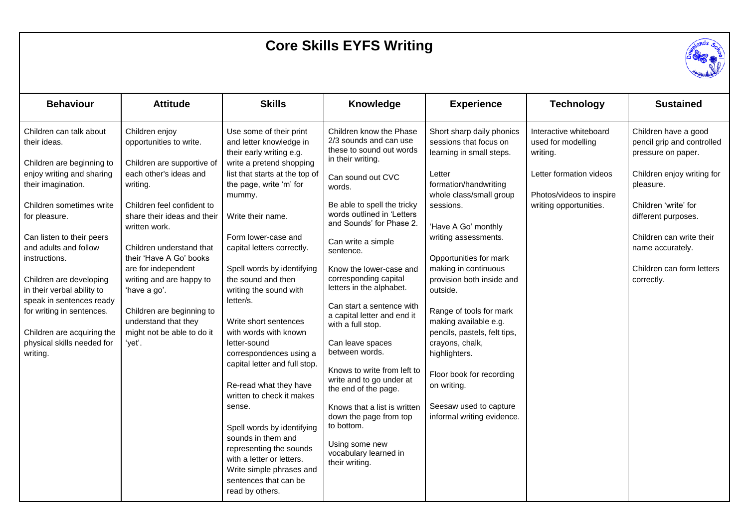# Core Skills EYFS Writing

| Behaviour | Attitude | Skills | Knowledge | Experience | Technology | Sustained |
|---|---|---|---|---|---|---|
| Children can talk about their ideas.<br><br>Children are beginning to enjoy writing and sharing their imagination.<br><br>Children sometimes write for pleasure.<br><br>Can listen to their peers and adults and follow instructions.<br><br>Children are developing in their verbal ability to speak in sentences ready for writing in sentences.<br><br>Children are acquiring the physical skills needed for writing. | Children enjoy opportunities to write.<br><br>Children are supportive of each other's ideas and writing.<br><br>Children feel confident to share their ideas and their written work.<br><br>Children understand that their 'Have A Go' books are for independent writing and are happy to 'have a go'.<br><br>Children are beginning to understand that they might not be able to do it 'yet'. | Use some of their print and letter knowledge in their early writing e.g. write a pretend shopping list that starts at the top of the page, write 'm' for mummy.<br><br>Write their name.<br><br>Form lower-case and capital letters correctly.<br><br>Spell words by identifying the sound and then writing the sound with letter/s.<br><br>Write short sentences with words with known letter-sound correspondences using a capital letter and full stop.<br><br>Re-read what they have written to check it makes sense.<br><br>Spell words by identifying sounds in them and representing the sounds with a letter or letters. Write simple phrases and sentences that can be read by others. | Children know the Phase 2/3 sounds and can use these to sound out words in their writing.<br><br>Can sound out CVC words.<br><br>Be able to spell the tricky words outlined in 'Letters and Sounds' for Phase 2.<br><br>Can write a simple sentence.<br><br>Know the lower-case and corresponding capital letters in the alphabet.<br><br>Can start a sentence with a capital letter and end it with a full stop.<br><br>Can leave spaces between words.<br><br>Knows to write from left to write and to go under at the end of the page.<br><br>Knows that a list is written down the page from top to bottom.<br><br>Using some new vocabulary learned in their writing. | Short sharp daily phonics sessions that focus on learning in small steps.<br><br>Letter formation/handwriting whole class/small group sessions.<br><br>'Have A Go' monthly writing assessments.<br><br>Opportunities for mark making in continuous provision both inside and outside.<br><br>Range of tools for mark making available e.g. pencils, pastels, felt tips, crayons, chalk, highlighters.<br><br>Floor book for recording on writing.<br><br>Seesaw used to capture informal writing evidence. | Interactive whiteboard used for modelling writing.<br><br>Letter formation videos<br><br>Photos/videos to inspire writing opportunities. | Children have a good pencil grip and controlled pressure on paper.<br><br>Children enjoy writing for pleasure.<br><br>Children 'write' for different purposes.<br><br>Children can write their name accurately.<br><br>Children can form letters correctly. |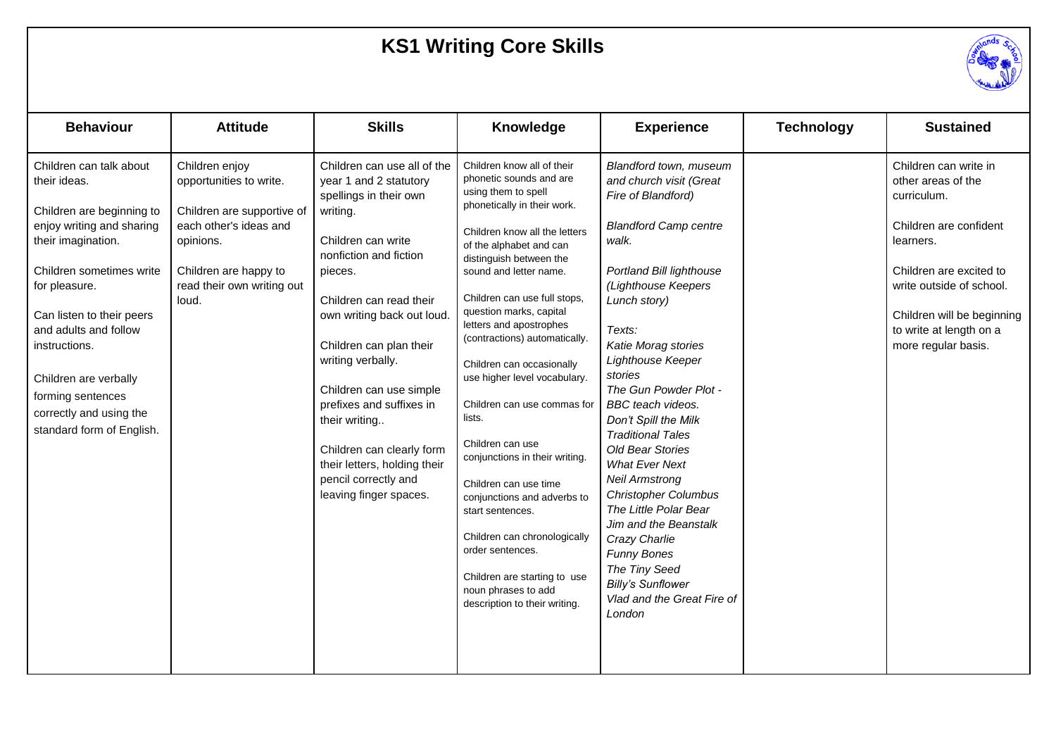# KS1 Writing Core Skills

| Behaviour | Attitude | Skills | Knowledge | Experience | Technology | Sustained |
|---|---|---|---|---|---|---|
| Children can talk about their ideas.<br><br>Children are beginning to enjoy writing and sharing their imagination.<br><br>Children sometimes write for pleasure.<br><br>Can listen to their peers and adults and follow instructions.<br><br>Children are verbally forming sentences correctly and using the standard form of English. | Children enjoy opportunities to write.<br><br>Children are supportive of each other's ideas and opinions.<br><br>Children are happy to read their own writing out loud. | Children can use all of the year 1 and 2 statutory spellings in their own writing.<br><br>Children can write nonfiction and fiction pieces.<br><br>Children can read their own writing back out loud.<br><br>Children can plan their writing verbally.<br><br>Children can use simple prefixes and suffixes in their writing..<br><br>Children can clearly form their letters, holding their pencil correctly and leaving finger spaces. | Children know all of their phonetic sounds and are using them to spell phonetically in their work.<br><br>Children know all the letters of the alphabet and can distinguish between the sound and letter name.<br><br>Children can use full stops, question marks, capital letters and apostrophes (contractions) automatically.<br><br>Children can occasionally use higher level vocabulary.<br><br>Children can use commas for lists.<br><br>Children can use conjunctions in their writing.<br><br>Children can use time conjunctions and adverbs to start sentences.<br><br>Children can chronologically order sentences.<br><br>Children are starting to use noun phrases to add description to their writing. | *Blandford town, museum and church visit (Great Fire of Blandford)*<br><br>*Blandford Camp centre walk.*<br><br>*Portland Bill lighthouse (Lighthouse Keepers Lunch story)*<br><br>*Texts:*<br>*Katie Morag stories*<br>*Lighthouse Keeper stories*<br>*The Gun Powder Plot - BBC teach videos.*<br>*Don't Spill the Milk*<br>*Traditional Tales*<br>*Old Bear Stories*<br>*What Ever Next*<br>*Neil Armstrong*<br>*Christopher Columbus*<br>*The Little Polar Bear*<br>*Jim and the Beanstalk*<br>*Crazy Charlie*<br>*Funny Bones*<br>*The Tiny Seed*<br>*Billy's Sunflower*<br>*Vlad and the Great Fire of London* | | Children can write in other areas of the curriculum.<br><br>Children are confident learners.<br><br>Children are excited to write outside of school.<br><br>Children will be beginning to write at length on a more regular basis. |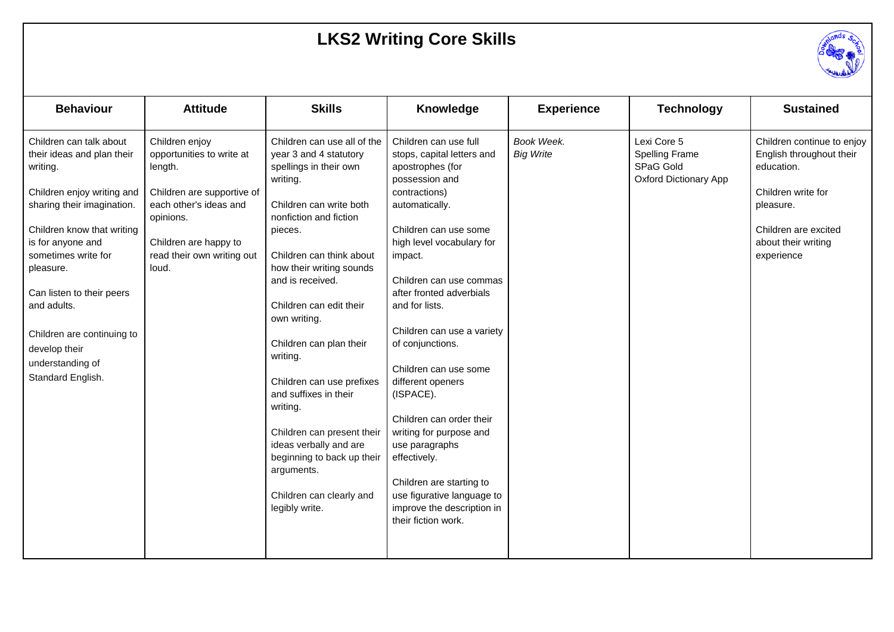# LKS2 Writing Core Skills

| Behaviour | Attitude | Skills | Knowledge | Experience | Technology | Sustained |
|---|---|---|---|---|---|---|
| Children can talk about their ideas and plan their writing.<br><br>Children enjoy writing and sharing their imagination.<br><br>Children know that writing is for anyone and sometimes write for pleasure.<br><br>Can listen to their peers and adults.<br><br>Children are continuing to develop their understanding of Standard English. | Children enjoy opportunities to write at length.<br><br>Children are supportive of each other's ideas and opinions.<br><br>Children are happy to read their own writing out loud. | Children can use all of the year 3 and 4 statutory spellings in their own writing.<br><br>Children can write both nonfiction and fiction pieces.<br><br>Children can think about how their writing sounds and is received.<br><br>Children can edit their own writing.<br><br>Children can plan their writing.<br><br>Children can use prefixes and suffixes in their writing.<br><br>Children can present their ideas verbally and are beginning to back up their arguments.<br><br>Children can clearly and legibly write. | Children can use full stops, capital letters and apostrophes (for possession and contractions) automatically.<br><br>Children can use some high level vocabulary for impact.<br><br>Children can use commas after fronted adverbials and for lists.<br><br>Children can use a variety of conjunctions.<br><br>Children can use some different openers (ISPACE).<br><br>Children can order their writing for purpose and use paragraphs effectively.<br><br>Children are starting to use figurative language to improve the description in their fiction work. | *Book Week.*<br>*Big Write* | Lexi Core 5<br>Spelling Frame<br>SPaG Gold<br>Oxford Dictionary App | Children continue to enjoy English throughout their education.<br><br>Children write for pleasure.<br><br>Children are excited about their writing experience |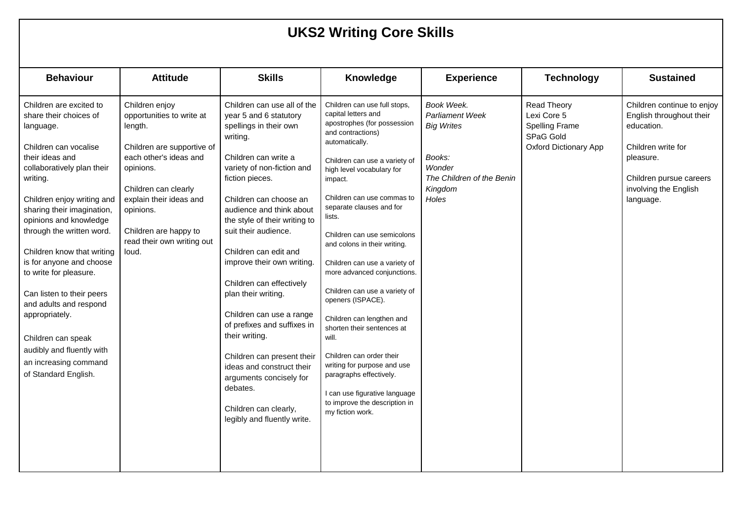# UKS2 Writing Core Skills

| Behaviour | Attitude | Skills | Knowledge | Experience | Technology | Sustained |
|---|---|---|---|---|---|---|
| Children are excited to share their choices of language.<br><br>Children can vocalise their ideas and collaboratively plan their writing.<br><br>Children enjoy writing and sharing their imagination, opinions and knowledge through the written word.<br><br>Children know that writing is for anyone and choose to write for pleasure.<br><br>Can listen to their peers and adults and respond appropriately.<br><br>Children can speak audibly and fluently with an increasing command of Standard English. | Children enjoy opportunities to write at length.<br><br>Children are supportive of each other's ideas and opinions.<br><br>Children can clearly explain their ideas and opinions.<br><br>Children are happy to read their own writing out loud. | Children can use all of the year 5 and 6 statutory spellings in their own writing.<br><br>Children can write a variety of non-fiction and fiction pieces.<br><br>Children can choose an audience and think about the style of their writing to suit their audience.<br><br>Children can edit and improve their own writing.<br><br>Children can effectively plan their writing.<br><br>Children can use a range of prefixes and suffixes in their writing.<br><br>Children can present their ideas and construct their arguments concisely for debates.<br><br>Children can clearly, legibly and fluently write. | Children can use full stops, capital letters and apostrophes (for possession and contractions) automatically.<br><br>Children can use a variety of high level vocabulary for impact.<br><br>Children can use commas to separate clauses and for lists.<br><br>Children can use semicolons and colons in their writing.<br><br>Children can use a variety of more advanced conjunctions.<br><br>Children can use a variety of openers (ISPACE).<br><br>Children can lengthen and shorten their sentences at will.<br><br>Children can order their writing for purpose and use paragraphs effectively.<br><br>I can use figurative language to improve the description in my fiction work. | *Book Week.*<br>*Parliament Week*<br>*Big Writes*<br><br>*Books:*<br>*Wonder*<br>*The Children of the Benin Kingdom*<br>*Holes* | Read Theory<br>Lexi Core 5<br>Spelling Frame<br>SPaG Gold<br>Oxford Dictionary App | Children continue to enjoy English throughout their education.<br><br>Children write for pleasure.<br><br>Children pursue careers involving the English language. |